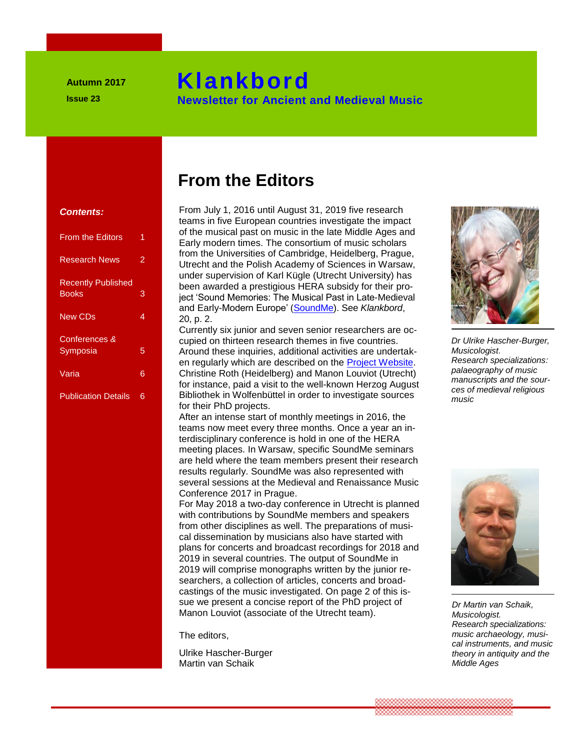**Autumn 2017**

**Issue 23**

# Klankbord

**Newsletter for Ancient and Medieval Music**

***Contents:***

| | |
|---|---|
| From the Editors | 1 |
| Research News | 2 |
| Recently Published Books | 3 |
| New CDs | 4 |
| Conferences & Symposia | 5 |
| Varia | 6 |
| Publication Details | 6 |

## From the Editors

From July 1, 2016 until August 31, 2019 five research teams in five European countries investigate the impact of the musical past on music in the late Middle Ages and Early modern times. The consortium of music scholars from the Universities of Cambridge, Heidelberg, Prague, Utrecht and the Polish Academy of Sciences in Warsaw, under supervision of Karl Kügle (Utrecht University) has been awarded a prestigious HERA subsidy for their project 'Sound Memories: The Musical Past in Late-Medieval and Early-Modern Europe' (SoundMe). See *Klankbord*, 20, p. 2.

Currently six junior and seven senior researchers are occupied on thirteen research themes in five countries. Around these inquiries, additional activities are undertaken regularly which are described on the Project Website. Christine Roth (Heidelberg) and Manon Louviot (Utrecht) for instance, paid a visit to the well-known Herzog August Bibliothek in Wolfenbüttel in order to investigate sources for their PhD projects.

After an intense start of monthly meetings in 2016, the teams now meet every three months. Once a year an interdisciplinary conference is hold in one of the HERA meeting places. In Warsaw, specific SoundMe seminars are held where the team members present their research results regularly. SoundMe was also represented with several sessions at the Medieval and Renaissance Music Conference 2017 in Prague.

For May 2018 a two-day conference in Utrecht is planned with contributions by SoundMe members and speakers from other disciplines as well. The preparations of musical dissemination by musicians also have started with plans for concerts and broadcast recordings for 2018 and 2019 in several countries. The output of SoundMe in 2019 will comprise monographs written by the junior researchers, a collection of articles, concerts and broadcastings of the music investigated. On page 2 of this issue we present a concise report of the PhD project of Manon Louviot (associate of the Utrecht team).

The editors,

Ulrike Hascher-Burger
Martin van Schaik

*Dr Ulrike Hascher-Burger, Musicologist. Research specializations: palaeography of music manuscripts and the sources of medieval religious music*

*Dr Martin van Schaik, Musicologist. Research specializations: music archaeology, musical instruments, and music theory in antiquity and the Middle Ages*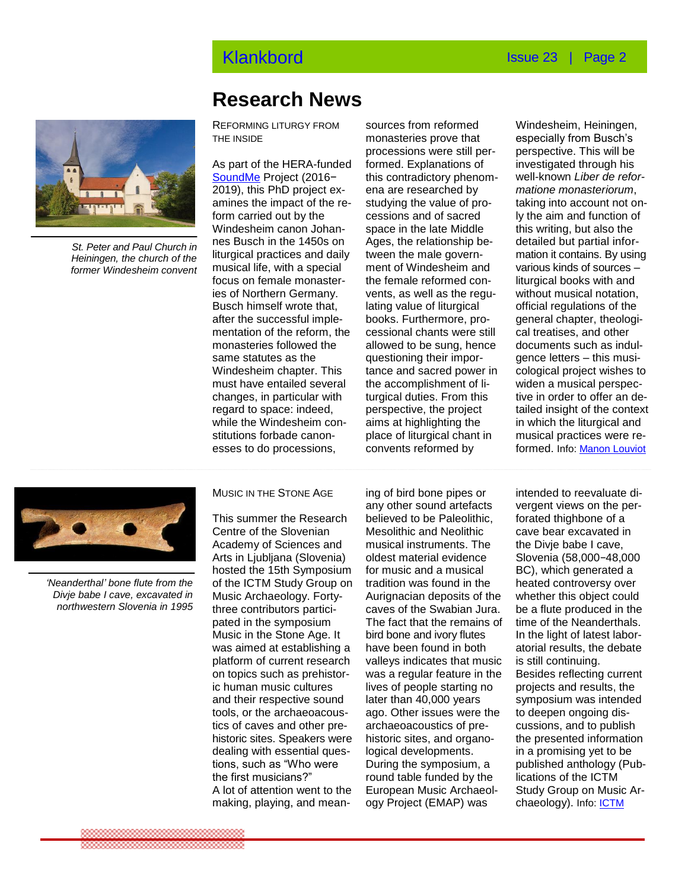## Research News

St. Peter and Paul Church in Heiningen, the church of the former Windesheim convent

### Reforming Liturgy from the Inside

As part of the HERA-funded [SoundMe](SoundMe) Project (2016−2019), this PhD project examines the impact of the reform carried out by the Windesheim canon Johannes Busch in the 1450s on liturgical practices and daily musical life, with a special focus on female monasteries of Northern Germany. Busch himself wrote that, after the successful implementation of the reform, the monasteries followed the same statutes as the Windesheim chapter. This must have entailed several changes, in particular with regard to space: indeed, while the Windesheim constitutions forbade canonesses to do processions, sources from reformed monasteries prove that processions were still performed. Explanations of this contradictory phenomena are researched by studying the value of processions and of sacred space in the late Middle Ages, the relationship between the male government of Windesheim and the female reformed convents, as well as the regulating value of liturgical books. Furthermore, processional chants were still allowed to be sung, hence questioning their importance and sacred power in the accomplishment of liturgical duties. From this perspective, the project aims at highlighting the place of liturgical chant in convents reformed by Windesheim, Heiningen, especially from Busch's perspective. This will be investigated through his well-known *Liber de reformatione monasteriorum*, taking into account not only the aim and function of this writing, but also the detailed but partial information it contains. By using various kinds of sources – liturgical books with and without musical notation, official regulations of the general chapter, theological treatises, and other documents such as indulgence letters – this musicological project wishes to widen a musical perspective in order to offer an detailed insight of the context in which the liturgical and musical practices were reformed. Info: [Manon Louviot](Manon Louviot)

'Neanderthal' bone flute from the Divje babe I cave, excavated in northwestern Slovenia in 1995

### Music in the Stone Age

This summer the Research Centre of the Slovenian Academy of Sciences and Arts in Ljubljana (Slovenia) hosted the 15th Symposium of the ICTM Study Group on Music Archaeology. Forty-three contributors participated in the symposium Music in the Stone Age. It was aimed at establishing a platform of current research on topics such as prehistoric human music cultures and their respective sound tools, or the archaeoacoustics of caves and other prehistoric sites. Speakers were dealing with essential questions, such as "Who were the first musicians?"
A lot of attention went to the making, playing, and meaning of bird bone pipes or any other sound artefacts believed to be Paleolithic, Mesolithic and Neolithic musical instruments. The oldest material evidence for music and a musical tradition was found in the Aurignacian deposits of the caves of the Swabian Jura. The fact that the remains of bird bone and ivory flutes have been found in both valleys indicates that music was a regular feature in the lives of people starting no later than 40,000 years ago. Other issues were the archaeoacoustics of prehistoric sites, and organological developments. During the symposium, a round table funded by the European Music Archaeology Project (EMAP) was intended to reevaluate divergent views on the perforated thighbone of a cave bear excavated in the Divje babe I cave, Slovenia (58,000−48,000 BC), which generated a heated controversy over whether this object could be a flute produced in the time of the Neanderthals. In the light of latest laboratorial results, the debate is still continuing.
Besides reflecting current projects and results, the symposium was intended to deepen ongoing discussions, and to publish the presented information in a promising yet to be published anthology (Publications of the ICTM Study Group on Music Archaeology). Info: [ICTM](ICTM)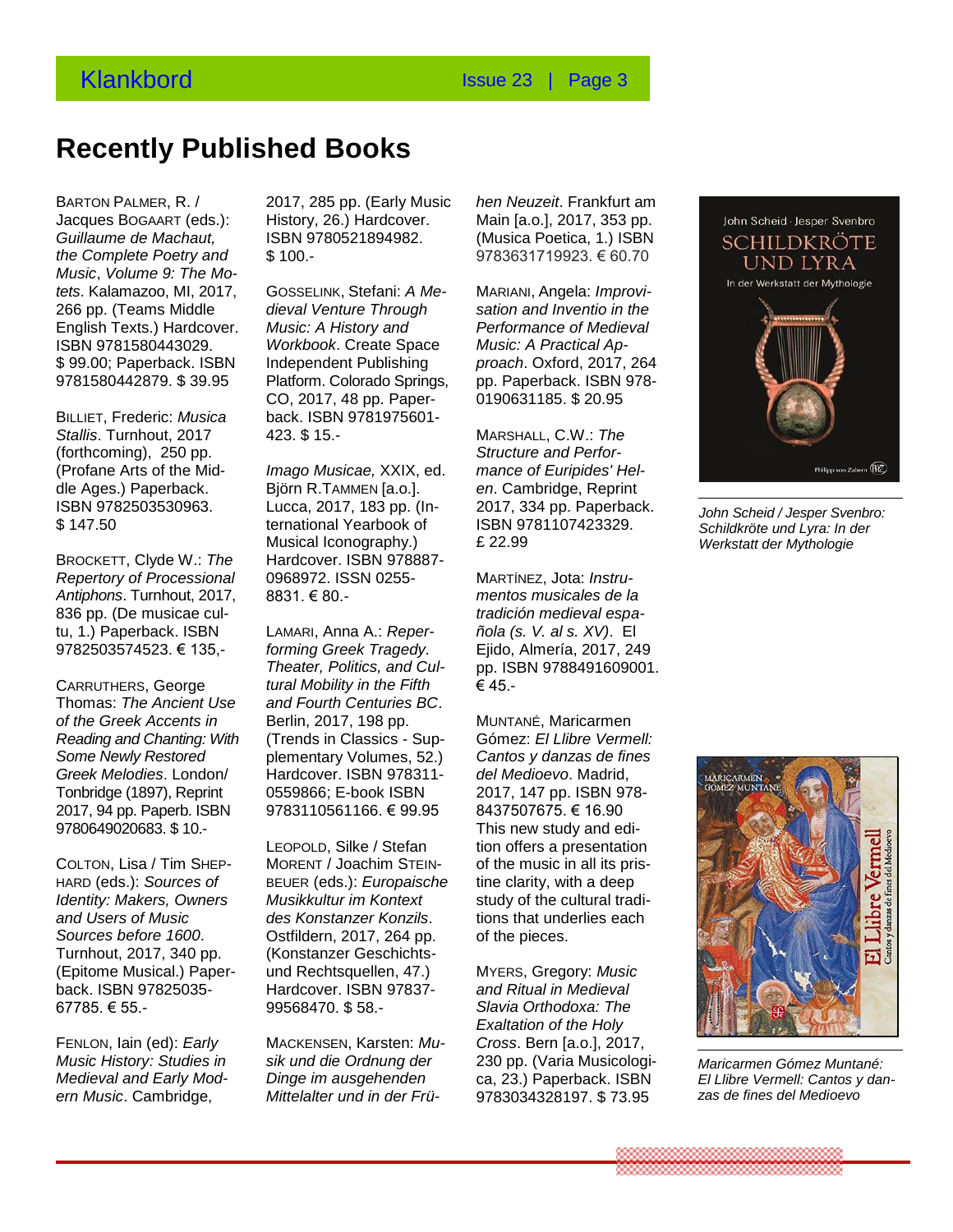# Recently Published Books

BARTON PALMER, R. / Jacques BOGAART (eds.): *Guillaume de Machaut, the Complete Poetry and Music*, *Volume 9: The Motets*. Kalamazoo, MI, 2017, 266 pp. (Teams Middle English Texts.) Hardcover. ISBN 9781580443029. $ 99.00; Paperback. ISBN 9781580442879. $ 39.95

BILLIET, Frederic: *Musica Stallis*. Turnhout, 2017 (forthcoming), 250 pp. (Profane Arts of the Middle Ages.) Paperback. ISBN 9782503530963. $ 147.50

BROCKETT, Clyde W.: *The Repertory of Processional Antiphons*. Turnhout, 2017, 836 pp. (De musicae cultu, 1.) Paperback. ISBN 9782503574523. € 135,-

CARRUTHERS, George Thomas: *The Ancient Use of the Greek Accents in Reading and Chanting: With Some Newly Restored Greek Melodies*. London/ Tonbridge (1897), Reprint 2017, 94 pp. Paperb. ISBN 9780649020683. $ 10.-

COLTON, Lisa / Tim SHEPHARD (eds.): *Sources of Identity: Makers, Owners and Users of Music Sources before 1600*. Turnhout, 2017, 340 pp. (Epitome Musical.) Paperback. ISBN 97825035-67785. € 55.-

FENLON, Iain (ed): *Early Music History: Studies in Medieval and Early Modern Music*. Cambridge, 2017, 285 pp. (Early Music History, 26.) Hardcover. ISBN 9780521894982. $ 100.-

GOSSELINK, Stefani: *A Medieval Venture Through Music: A History and Workbook*. Create Space Independent Publishing Platform. Colorado Springs, CO, 2017, 48 pp. Paperback. ISBN 9781975601-423. $ 15.-

*Imago Musicae,* XXIX, ed. Björn R.TAMMEN [a.o.]. Lucca, 2017, 183 pp. (International Yearbook of Musical Iconography.) Hardcover. ISBN 978887-0968972. ISSN 0255-8831. € 80.-

LAMARI, Anna A.: *Reperforming Greek Tragedy. Theater, Politics, and Cultural Mobility in the Fifth and Fourth Centuries BC*. Berlin, 2017, 198 pp. (Trends in Classics - Supplementary Volumes, 52.) Hardcover. ISBN 978311-0559866; E-book ISBN 9783110561166. € 99.95

LEOPOLD, Silke / Stefan MORENT / Joachim STEINBEUER (eds.): *Europaische Musikkultur im Kontext des Konstanzer Konzils*. Ostfildern, 2017, 264 pp. (Konstanzer Geschichts- und Rechtsquellen, 47.) Hardcover. ISBN 97837-99568470. $ 58.-

MACKENSEN, Karsten: *Musik und die Ordnung der Dinge im ausgehenden Mittelalter und in der Frühen Neuzeit*. Frankfurt am Main [a.o.], 2017, 353 pp. (Musica Poetica, 1.) ISBN 9783631719923. € 60.70

MARIANI, Angela: *Improvisation and Inventio in the Performance of Medieval Music: A Practical Approach*. Oxford, 2017, 264 pp. Paperback. ISBN 978-0190631185. $ 20.95

MARSHALL, C.W.: *The Structure and Performance of Euripides' Helen*. Cambridge, Reprint 2017, 334 pp. Paperback. ISBN 9781107423329. £ 22.99

MARTÍNEZ, Jota: *Instrumentos musicales de la tradición medieval española (s. V. al s. XV)*. El Ejido, Almería, 2017, 249 pp. ISBN 9788491609001. € 45.-

MUNTANÉ, Maricarmen Gómez: *El Llibre Vermell: Cantos y danzas de fines del Medioevo*. Madrid, 2017, 147 pp. ISBN 978-8437507675. € 16.90 This new study and edition offers a presentation of the music in all its pristine clarity, with a deep study of the cultural traditions that underlies each of the pieces.

MYERS, Gregory: *Music and Ritual in Medieval Slavia Orthodoxa: The Exaltation of the Holy Cross*. Bern [a.o.], 2017, 230 pp. (Varia Musicologica, 23.) Paperback. ISBN 9783034328197. $ 73.95

*John Scheid / Jesper Svenbro: Schildkröte und Lyra: In der Werkstatt der Mythologie*

*Maricarmen Gómez Muntané: El Llibre Vermell: Cantos y danzas de fines del Medioevo*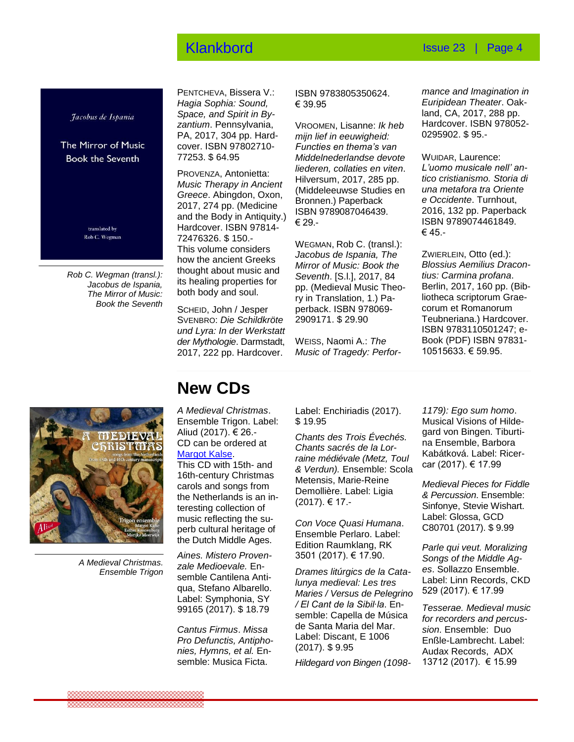Rob C. Wegman (transl.): Jacobus de Ispania, The Mirror of Music: Book the Seventh

PENTCHEVA, Bissera V.: *Hagia Sophia: Sound, Space, and Spirit in Byzantium*. Pennsylvania, PA, 2017, 304 pp. Hardcover. ISBN 9780271077253. $ 64.95

PROVENZA, Antonietta: *Music Therapy in Ancient Greece*. Abingdon, Oxon, 2017, 274 pp. (Medicine and the Body in Antiquity.) Hardcover. ISBN 9781472476326. $ 150.-
This volume considers how the ancient Greeks thought about music and its healing properties for both body and soul.

SCHEID, John / Jesper SVENBRO: *Die Schildkröte und Lyra: In der Werkstatt der Mythologie*. Darmstadt, 2017, 222 pp. Hardcover. ISBN 9783805350624. € 39.95

VROOMEN, Lisanne: *Ik heb mijn lief in eeuwigheid: Functies en thema's van Middelnederlandse devote liederen, collaties en viten*. Hilversum, 2017, 285 pp. (Middeleeuwse Studies en Bronnen.) Paperback ISBN 9789087046439. € 29.-

WEGMAN, Rob C. (transl.): *Jacobus de Ispania, The Mirror of Music: Book the Seventh*. [S.l.], 2017, 84 pp. (Medieval Music Theory in Translation, 1.) Paperback. ISBN 9780692909171. $ 29.90

WEISS, Naomi A.: *The Music of Tragedy: Performance and Imagination in Euripidean Theater*. Oakland, CA, 2017, 288 pp. Hardcover. ISBN 9780520295902. $ 95.-

WUIDAR, Laurence: *L'uomo musicale nell' antico cristianismo. Storia di una metafora tra Oriente e Occidente*. Turnhout, 2016, 132 pp. Paperback ISBN 9789074461849. € 45.-

ZWIERLEIN, Otto (ed.): *Blossius Aemilius Dracontius: Carmina profana*. Berlin, 2017, 160 pp. (Bibliotheca scriptorum Graecorum et Romanorum Teubneriana.) Hardcover. ISBN 9783110501247; e-Book (PDF) ISBN 9783110515633. € 59.95.

## New CDs

A Medieval Christmas. Ensemble Trigon

*A Medieval Christmas*. Ensemble Trigon. Label: Aliud (2017). € 26.-
CD can be ordered at Margot Kalse.
This CD with 15th- and 16th-century Christmas carols and songs from the Netherlands is an interesting collection of music reflecting the superb cultural heritage of the Dutch Middle Ages.

*Aines. Mistero Provenzale Medioevale.* Ensemble Cantilena Antiqua, Stefano Albarello. Label: Symphonia, SY 99165 (2017). $ 18.79

*Cantus Firmus*. *Missa Pro Defunctis, Antiphonies, Hymns, et al.* Ensemble: Musica Ficta. Label: Enchiriadis (2017). $ 19.95

*Chants des Trois Évechés. Chants sacrés de la Lorraine médiévale (Metz, Toul & Verdun).* Ensemble: Scola Metensis, Marie-Reine Demollière. Label: Ligia (2017). € 17.-

*Con Voce Quasi Humana*. Ensemble Perlaro. Label: Edition Raumklang, RK 3501 (2017). € 17.90.

*Drames litúrgics de la Catalunya medieval: Les tres Maries / Versus de Pelegrino / El Cant de la Sibil·la*. Ensemble: Capella de Música de Santa Maria del Mar. Label: Discant, E 1006 (2017). $ 9.95

*Hildegard von Bingen (1098-1179): Ego sum homo*. Musical Visions of Hildegard von Bingen. Tiburtina Ensemble, Barbora Kabátková. Label: Ricercar (2017). € 17.99

*Medieval Pieces for Fiddle & Percussion.* Ensemble: Sinfonye, Stevie Wishart. Label: Glossa, GCD C80701 (2017). $ 9.99

*Parle qui veut. Moralizing Songs of the Middle Ages*. Sollazzo Ensemble. Label: Linn Records, CKD 529 (2017). € 17.99

*Tesserae. Medieval music for recorders and percussion*. Ensemble: Duo Enßle-Lambrecht. Label: Audax Records, ADX 13712 (2017). € 15.99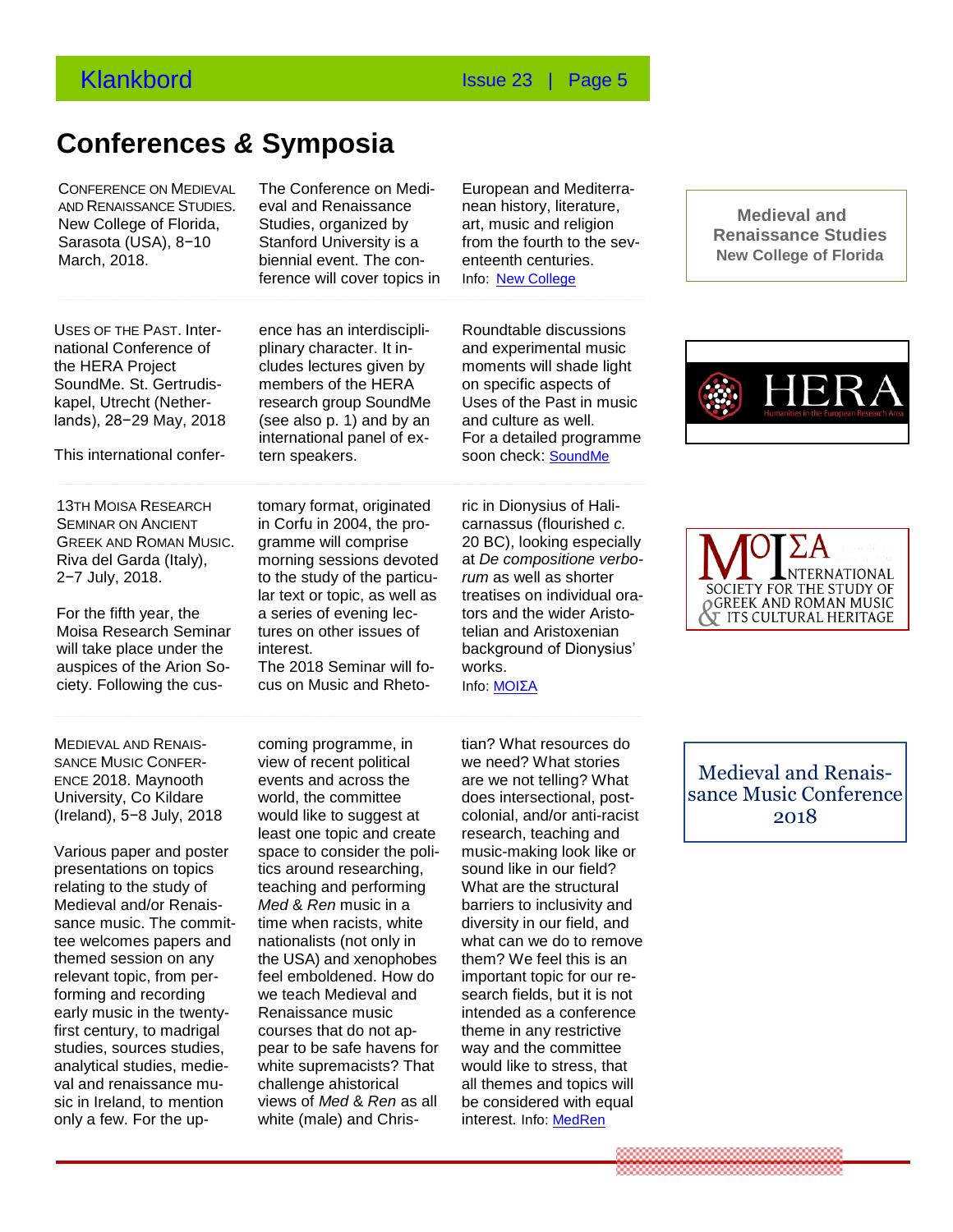# Conferences & Symposia

CONFERENCE ON MEDIEVAL AND RENAISSANCE STUDIES. New College of Florida, Sarasota (USA), 8−10 March, 2018.

The Conference on Medieval and Renaissance Studies, organized by Stanford University is a biennial event. The conference will cover topics in European and Mediterranean history, literature, art, music and religion from the fourth to the seventeenth centuries.

Info: New College

Medieval and Renaissance Studies New College of Florida

USES OF THE PAST. International Conference of the HERA Project SoundMe. St. Gertrudiskapel, Utrecht (Netherlands), 28−29 May, 2018

This international conference has an interdisciplinary character. It includes lectures given by members of the HERA research group SoundMe (see also p. 1) and by an international panel of extern speakers. Roundtable discussions and experimental music moments will shade light on specific aspects of Uses of the Past in music and culture as well.

For a detailed programme soon check: SoundMe

13TH MOISA RESEARCH SEMINAR ON ANCIENT GREEK AND ROMAN MUSIC. Riva del Garda (Italy), 2−7 July, 2018.

For the fifth year, the Moisa Research Seminar will take place under the auspices of the Arion Society. Following the customary format, originated in Corfu in 2004, the programme will comprise morning sessions devoted to the study of the particular text or topic, as well as a series of evening lectures on other issues of interest.

The 2018 Seminar will focus on Music and Rhetoric in Dionysius of Halicarnassus (flourished *c.* 20 BC), looking especially at *De compositione verborum* as well as shorter treatises on individual orators and the wider Aristotelian and Aristoxenian background of Dionysius' works.

Info: ΜΟΙΣΑ

MEDIEVAL AND RENAISSANCE MUSIC CONFERENCE 2018. Maynooth University, Co Kildare (Ireland), 5−8 July, 2018

Various paper and poster presentations on topics relating to the study of Medieval and/or Renaissance music. The committee welcomes papers and themed session on any relevant topic, from performing and recording early music in the twenty-first century, to madrigal studies, sources studies, analytical studies, medieval and renaissance music in Ireland, to mention only a few. For the upcoming programme, in view of recent political events and across the world, the committee would like to suggest at least one topic and create space to consider the politics around researching, teaching and performing *Med & Ren* music in a time when racists, white nationalists (not only in the USA) and xenophobes feel emboldened. How do we teach Medieval and Renaissance music courses that do not appear to be safe havens for white supremacists? That challenge ahistorical views of *Med & Ren* as all white (male) and Christian? What resources do we need? What stories are we not telling? What does intersectional, post-colonial, and/or anti-racist research, teaching and music-making look like or sound like in our field? What are the structural barriers to inclusivity and diversity in our field, and what can we do to remove them? We feel this is an important topic for our research fields, but it is not intended as a conference theme in any restrictive way and the committee would like to stress, that all themes and topics will be considered with equal interest. Info: MedRen

Medieval and Renaissance Music Conference 2018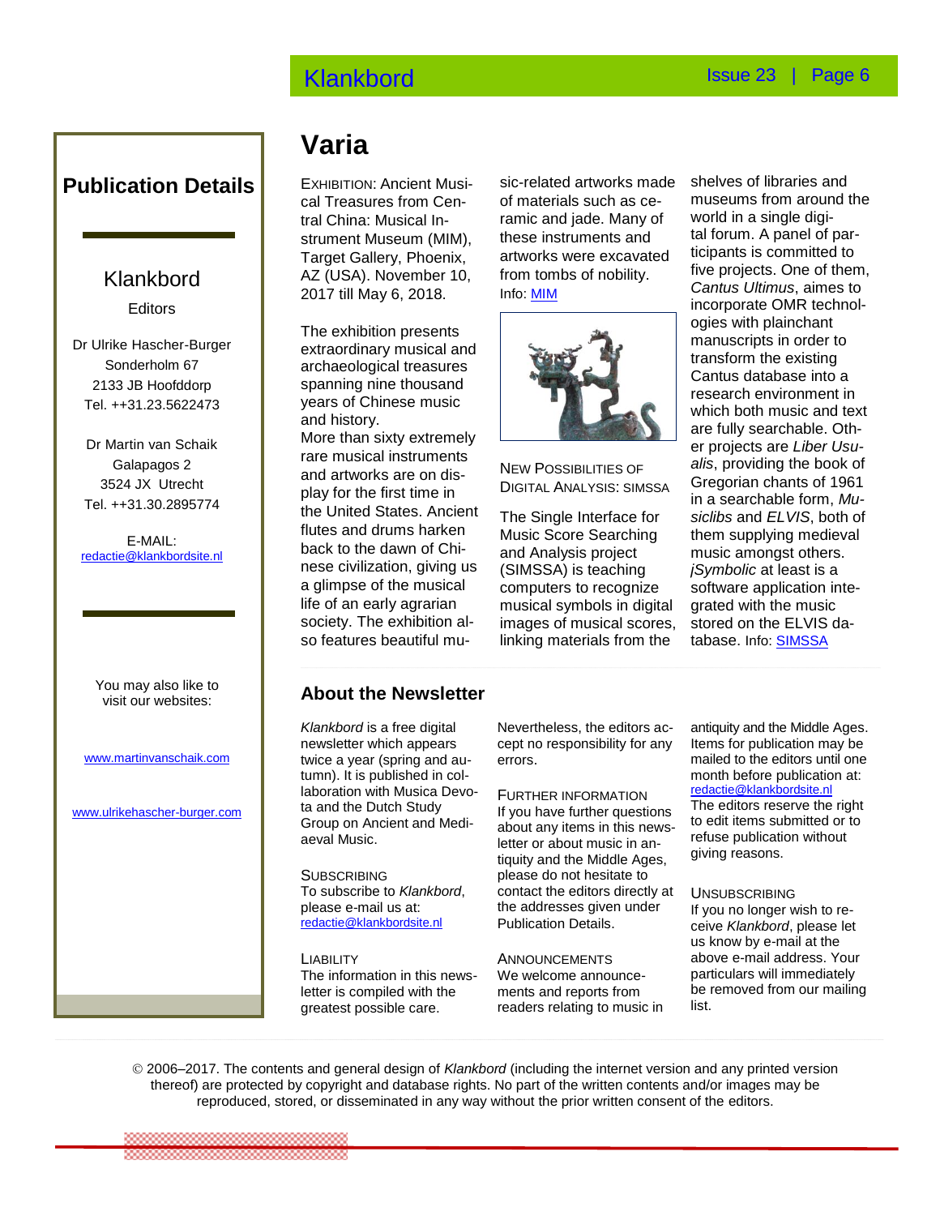## Publication Details

Klankbord

Editors

Dr Ulrike Hascher-Burger
Sonderholm 67
2133 JB Hoofddorp
Tel. ++31.23.5622473

Dr Martin van Schaik
Galapagos 2
3524 JX Utrecht
Tel. ++31.30.2895774

E-MAIL:
redactie@klankbordsite.nl

You may also like to visit our websites:

www.martinvanschaik.com

www.ulrikehascher-burger.com

# Varia

EXHIBITION: Ancient Musical Treasures from Central China: Musical Instrument Museum (MIM), Target Gallery, Phoenix, AZ (USA). November 10, 2017 till May 6, 2018.

The exhibition presents extraordinary musical and archaeological treasures spanning nine thousand years of Chinese music and history.
More than sixty extremely rare musical instruments and artworks are on display for the first time in the United States. Ancient flutes and drums harken back to the dawn of Chinese civilization, giving us a glimpse of the musical life of an early agrarian society. The exhibition also features beautiful music-related artworks made of materials such as ceramic and jade. Many of these instruments and artworks were excavated from tombs of nobility. Info: MIM

NEW POSSIBILITIES OF DIGITAL ANALYSIS: SIMSSA

The Single Interface for Music Score Searching and Analysis project (SIMSSA) is teaching computers to recognize musical symbols in digital images of musical scores, linking materials from the shelves of libraries and museums from around the world in a single digital forum. A panel of participants is committed to five projects. One of them, *Cantus Ultimus*, aimes to incorporate OMR technologies with plainchant manuscripts in order to transform the existing Cantus database into a research environment in which both music and text are fully searchable. Other projects are *Liber Usualis*, providing the book of Gregorian chants of 1961 in a searchable form, *Musiclibs* and *ELVIS*, both of them supplying medieval music amongst others. *jSymbolic* at least is a software application integrated with the music stored on the ELVIS database. Info: SIMSSA

## About the Newsletter

*Klankbord* is a free digital newsletter which appears twice a year (spring and autumn). It is published in collaboration with Musica Devota and the Dutch Study Group on Ancient and Mediaeval Music.

SUBSCRIBING
To subscribe to *Klankbord*, please e-mail us at:
redactie@klankbordsite.nl

LIABILITY
The information in this newsletter is compiled with the greatest possible care. Nevertheless, the editors accept no responsibility for any errors.

FURTHER INFORMATION
If you have further questions about any items in this newsletter or about music in antiquity and the Middle Ages, please do not hesitate to contact the editors directly at the addresses given under Publication Details.

ANNOUNCEMENTS
We welcome announcements and reports from readers relating to music in antiquity and the Middle Ages. Items for publication may be mailed to the editors until one month before publication at:
redactie@klankbordsite.nl
The editors reserve the right to edit items submitted or to refuse publication without giving reasons.

UNSUBSCRIBING
If you no longer wish to receive *Klankbord*, please let us know by e-mail at the above e-mail address. Your particulars will immediately be removed from our mailing list.

© 2006–2017. The contents and general design of *Klankbord* (including the internet version and any printed version thereof) are protected by copyright and database rights. No part of the written contents and/or images may be reproduced, stored, or disseminated in any way without the prior written consent of the editors.